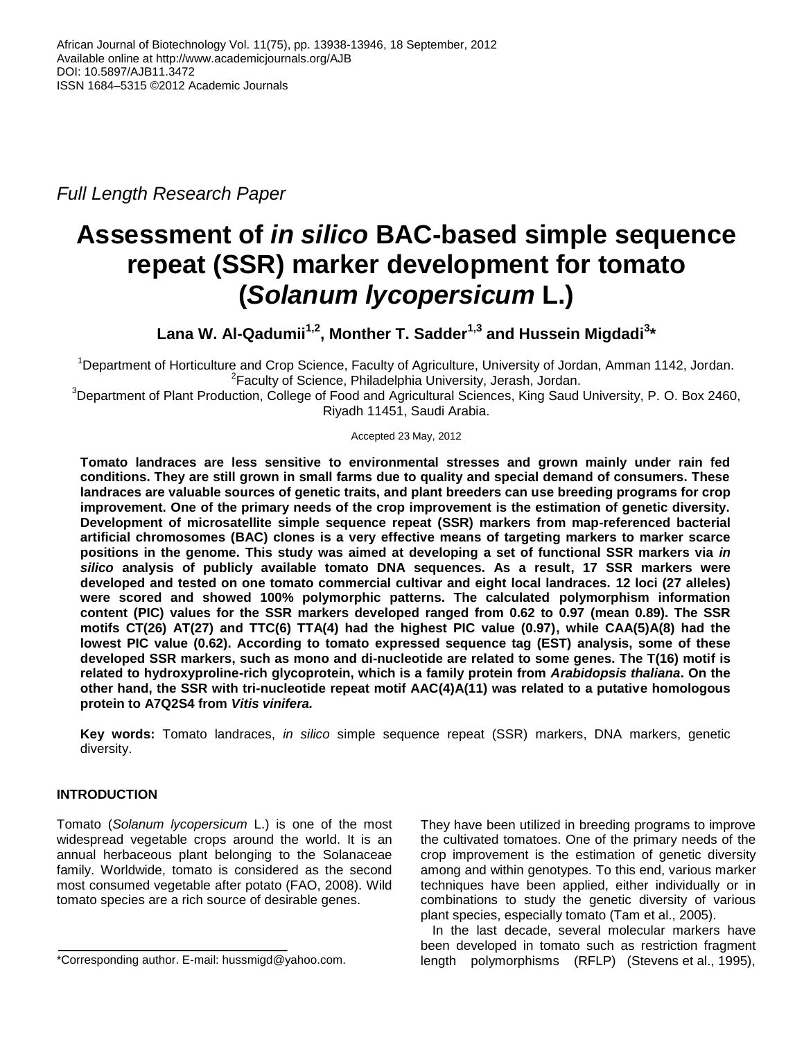Full Length Research Paper

# Assessment of *in silico* BAC-based simple sequence repeat (SSR) marker development for tomato (*Solanum lycopersicum* L.)

**Lana W. Al-Qadumii[1,2], Monther T. Sadder[1,3] and Hussein Migdadi[3]***

[1]Department of Horticulture and Crop Science, Faculty of Agriculture, University of Jordan, Amman 1142, Jordan.
[2]Faculty of Science, Philadelphia University, Jerash, Jordan.
[3]Department of Plant Production, College of Food and Agricultural Sciences, King Saud University, P. O. Box 2460, Riyadh 11451, Saudi Arabia.

Accepted 23 May, 2012

**Tomato landraces are less sensitive to environmental stresses and grown mainly under rain fed conditions. They are still grown in small farms due to quality and special demand of consumers. These landraces are valuable sources of genetic traits, and plant breeders can use breeding programs for crop improvement. One of the primary needs of the crop improvement is the estimation of genetic diversity. Development of microsatellite simple sequence repeat (SSR) markers from map-referenced bacterial artificial chromosomes (BAC) clones is a very effective means of targeting markers to marker scarce positions in the genome. This study was aimed at developing a set of functional SSR markers via *in silico* analysis of publicly available tomato DNA sequences. As a result, 17 SSR markers were developed and tested on one tomato commercial cultivar and eight local landraces. 12 loci (27 alleles) were scored and showed 100% polymorphic patterns. The calculated polymorphism information content (PIC) values for the SSR markers developed ranged from 0.62 to 0.97 (mean 0.89). The SSR motifs CT(26) AT(27) and TTC(6) TTA(4) had the highest PIC value (0.97), while CAA(5)A(8) had the lowest PIC value (0.62). According to tomato expressed sequence tag (EST) analysis, some of these developed SSR markers, such as mono and di-nucleotide are related to some genes. The T(16) motif is related to hydroxyproline-rich glycoprotein, which is a family protein from *Arabidopsis thaliana*. On the other hand, the SSR with tri-nucleotide repeat motif AAC(4)A(11) was related to a putative homologous protein to A7Q2S4 from *Vitis vinifera.***

**Key words:** Tomato landraces, *in silico* simple sequence repeat (SSR) markers, DNA markers, genetic diversity.

## INTRODUCTION

Tomato (*Solanum lycopersicum* L.) is one of the most widespread vegetable crops around the world. It is an annual herbaceous plant belonging to the Solanaceae family. Worldwide, tomato is considered as the second most consumed vegetable after potato (FAO, 2008). Wild tomato species are a rich source of desirable genes. They have been utilized in breeding programs to improve the cultivated tomatoes. One of the primary needs of the crop improvement is the estimation of genetic diversity among and within genotypes. To this end, various marker techniques have been applied, either individually or in combinations to study the genetic diversity of various plant species, especially tomato (Tam et al., 2005).

In the last decade, several molecular markers have been developed in tomato such as restriction fragment length polymorphisms (RFLP) (Stevens et al., 1995),

*Corresponding author. E-mail: hussmigd@yahoo.com.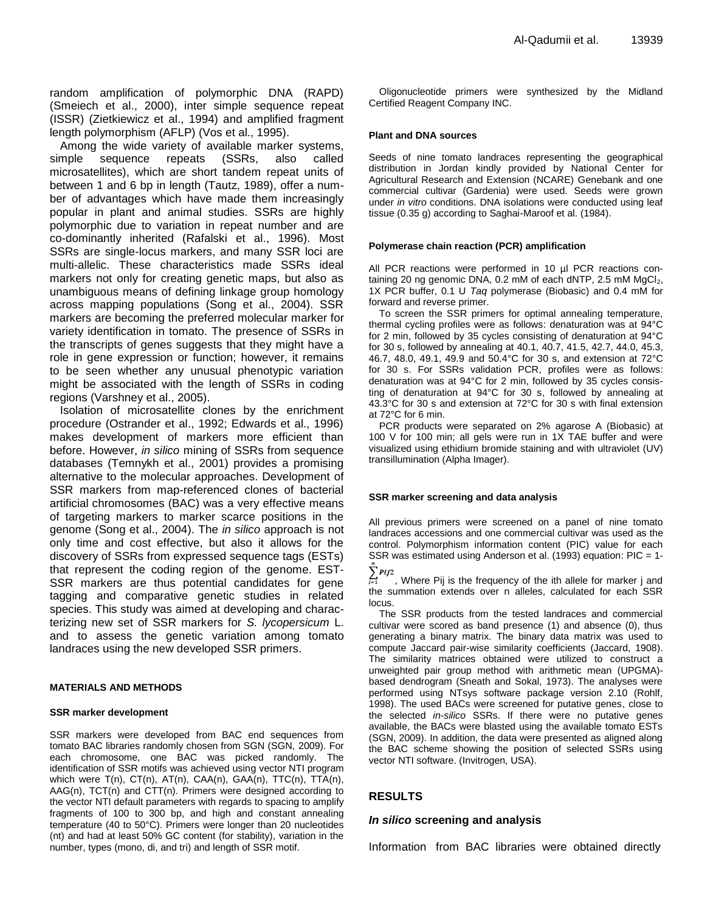random amplification of polymorphic DNA (RAPD) (Smeiech et al., 2000), inter simple sequence repeat (ISSR) (Zietkiewicz et al., 1994) and amplified fragment length polymorphism (AFLP) (Vos et al., 1995).

Among the wide variety of available marker systems, simple sequence repeats (SSRs, also called microsatellites), which are short tandem repeat units of between 1 and 6 bp in length (Tautz, 1989), offer a number of advantages which have made them increasingly popular in plant and animal studies. SSRs are highly polymorphic due to variation in repeat number and are co-dominantly inherited (Rafalski et al., 1996). Most SSRs are single-locus markers, and many SSR loci are multi-allelic. These characteristics made SSRs ideal markers not only for creating genetic maps, but also as unambiguous means of defining linkage group homology across mapping populations (Song et al., 2004). SSR markers are becoming the preferred molecular marker for variety identification in tomato. The presence of SSRs in the transcripts of genes suggests that they might have a role in gene expression or function; however, it remains to be seen whether any unusual phenotypic variation might be associated with the length of SSRs in coding regions (Varshney et al., 2005).

Isolation of microsatellite clones by the enrichment procedure (Ostrander et al., 1992; Edwards et al., 1996) makes development of markers more efficient than before. However, *in silico* mining of SSRs from sequence databases (Temnykh et al., 2001) provides a promising alternative to the molecular approaches. Development of SSR markers from map-referenced clones of bacterial artificial chromosomes (BAC) was a very effective means of targeting markers to marker scarce positions in the genome (Song et al., 2004). The *in silico* approach is not only time and cost effective, but also it allows for the discovery of SSRs from expressed sequence tags (ESTs) that represent the coding region of the genome. EST-SSR markers are thus potential candidates for gene tagging and comparative genetic studies in related species. This study was aimed at developing and characterizing new set of SSR markers for *S. lycopersicum* L. and to assess the genetic variation among tomato landraces using the new developed SSR primers.

## MATERIALS AND METHODS

### SSR marker development

SSR markers were developed from BAC end sequences from tomato BAC libraries randomly chosen from SGN (SGN, 2009). For each chromosome, one BAC was picked randomly. The identification of SSR motifs was achieved using vector NTI program which were T(n), CT(n), AT(n), CAA(n), GAA(n), TTC(n), TTA(n), AAG(n), TCT(n) and CTT(n). Primers were designed according to the vector NTI default parameters with regards to spacing to amplify fragments of 100 to 300 bp, and high and constant annealing temperature (40 to 50°C). Primers were longer than 20 nucleotides (nt) and had at least 50% GC content (for stability), variation in the number, types (mono, di, and tri) and length of SSR motif.

Oligonucleotide primers were synthesized by the Midland Certified Reagent Company INC.

### Plant and DNA sources

Seeds of nine tomato landraces representing the geographical distribution in Jordan kindly provided by National Center for Agricultural Research and Extension (NCARE) Genebank and one commercial cultivar (Gardenia) were used. Seeds were grown under *in vitro* conditions. DNA isolations were conducted using leaf tissue (0.35 g) according to Saghai-Maroof et al. (1984).

### Polymerase chain reaction (PCR) amplification

All PCR reactions were performed in 10 µl PCR reactions containing 20 ng genomic DNA, 0.2 mM of each dNTP, 2.5 mM $MgCl_2$, 1X PCR buffer, 0.1 U *Taq* polymerase (Biobasic) and 0.4 mM for forward and reverse primer.

To screen the SSR primers for optimal annealing temperature, thermal cycling profiles were as follows: denaturation was at 94°C for 2 min, followed by 35 cycles consisting of denaturation at 94°C for 30 s, followed by annealing at 40.1, 40.7, 41.5, 42.7, 44.0, 45.3, 46.7, 48.0, 49.1, 49.9 and 50.4°C for 30 s, and extension at 72°C for 30 s. For SSRs validation PCR, profiles were as follows: denaturation was at 94°C for 2 min, followed by 35 cycles consisting of denaturation at 94°C for 30 s, followed by annealing at 43.3°C for 30 s and extension at 72°C for 30 s with final extension at 72°C for 6 min.

PCR products were separated on 2% agarose A (Biobasic) at 100 V for 100 min; all gels were run in 1X TAE buffer and were visualized using ethidium bromide staining and with ultraviolet (UV) transillumination (Alpha Imager).

### SSR marker screening and data analysis

All previous primers were screened on a panel of nine tomato landraces accessions and one commercial cultivar was used as the control. Polymorphism information content (PIC) value for each SSR was estimated using Anderson et al. (1993) equation: $PIC = 1-\sum_{i=1}^{n} Pij^2$, Where Pij is the frequency of the ith allele for marker j and the summation extends over n alleles, calculated for each SSR locus.

The SSR products from the tested landraces and commercial cultivar were scored as band presence (1) and absence (0), thus generating a binary matrix. The binary data matrix was used to compute Jaccard pair-wise similarity coefficients (Jaccard, 1908). The similarity matrices obtained were utilized to construct a unweighted pair group method with arithmetic mean (UPGMA)-based dendrogram (Sneath and Sokal, 1973). The analyses were performed using NTsys software package version 2.10 (Rohlf, 1998). The used BACs were screened for putative genes, close to the selected *in-silico* SSRs. If there were no putative genes available, the BACs were blasted using the available tomato ESTs (SGN, 2009). In addition, the data were presented as aligned along the BAC scheme showing the position of selected SSRs using vector NTI software. (Invitrogen, USA).

## RESULTS

### *In silico* screening and analysis

Information from BAC libraries were obtained directly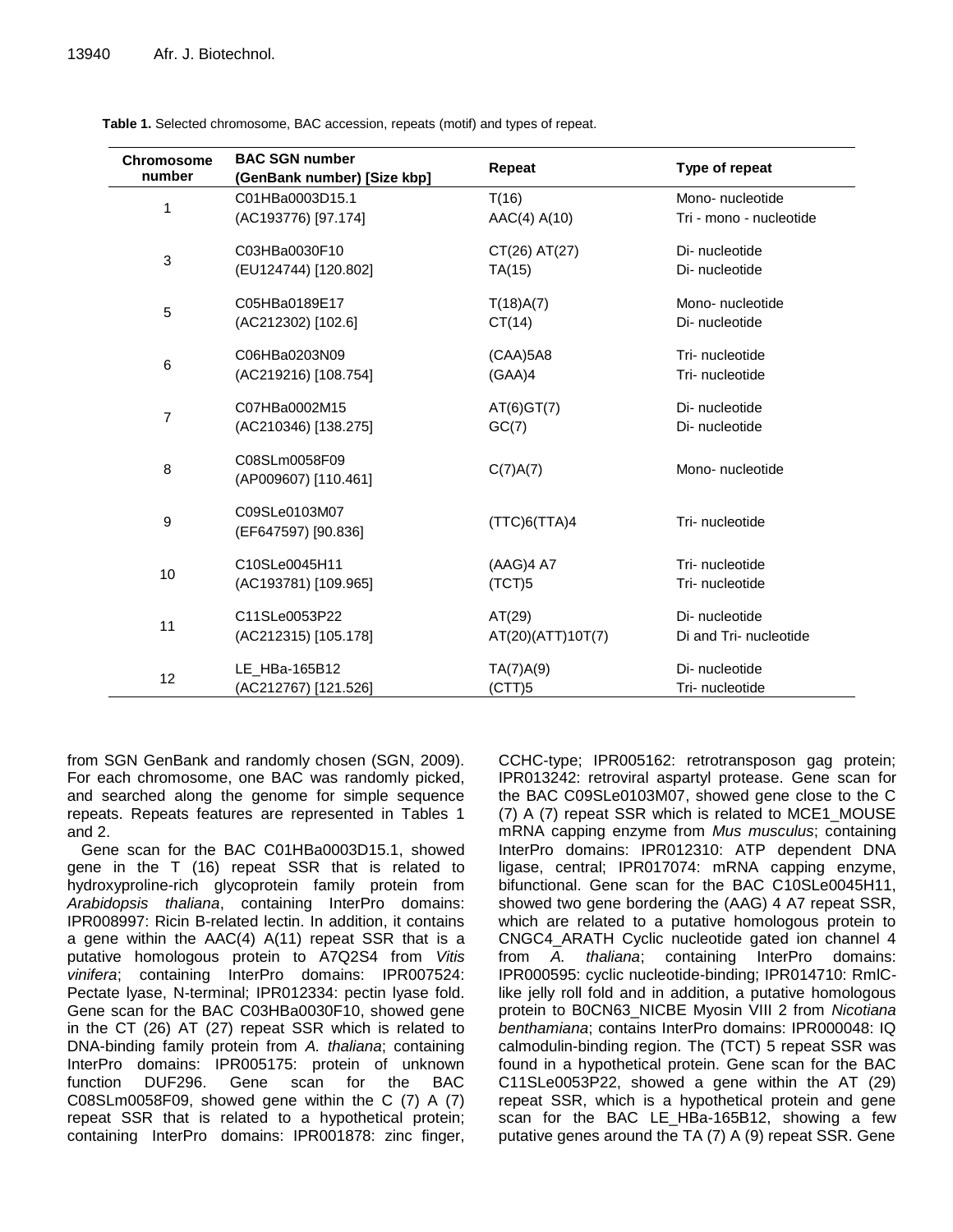**Table 1.** Selected chromosome, BAC accession, repeats (motif) and types of repeat.

| Chromosome number | BAC SGN number (GenBank number) [Size kbp] | Repeat | Type of repeat |
|---|---|---|---|
| 1 | C01HBa0003D15.1 (AC193776) [97.174] | T(16) | Mono- nucleotide |
| | | AAC(4) A(10) | Tri - mono - nucleotide |
| 3 | C03HBa0030F10 (EU124744) [120.802] | CT(26) AT(27) | Di- nucleotide |
| | | TA(15) | Di- nucleotide |
| 5 | C05HBa0189E17 (AC212302) [102.6] | T(18)A(7) | Mono- nucleotide |
| | | CT(14) | Di- nucleotide |
| 6 | C06HBa0203N09 (AC219216) [108.754] | (CAA)5A8 | Tri- nucleotide |
| | | (GAA)4 | Tri- nucleotide |
| 7 | C07HBa0002M15 (AC210346) [138.275] | AT(6)GT(7) | Di- nucleotide |
| | | GC(7) | Di- nucleotide |
| 8 | C08SLm0058F09 (AP009607) [110.461] | C(7)A(7) | Mono- nucleotide |
| 9 | C09SLe0103M07 (EF647597) [90.836] | (TTC)6(TTA)4 | Tri- nucleotide |
| 10 | C10SLe0045H11 (AC193781) [109.965] | (AAG)4 A7 | Tri- nucleotide |
| | | (TCT)5 | Tri- nucleotide |
| 11 | C11SLe0053P22 (AC212315) [105.178] | AT(29) | Di- nucleotide |
| | | AT(20)(ATT)10T(7) | Di and Tri- nucleotide |
| 12 | LE_HBa-165B12 (AC212767) [121.526] | TA(7)A(9) | Di- nucleotide |
| | | (CTT)5 | Tri- nucleotide |

from SGN GenBank and randomly chosen (SGN, 2009). For each chromosome, one BAC was randomly picked, and searched along the genome for simple sequence repeats. Repeats features are represented in Tables 1 and 2.

Gene scan for the BAC C01HBa0003D15.1, showed gene in the T (16) repeat SSR that is related to hydroxyproline-rich glycoprotein family protein from *Arabidopsis thaliana*, containing InterPro domains: IPR008997: Ricin B-related lectin. In addition, it contains a gene within the AAC(4) A(11) repeat SSR that is a putative homologous protein to A7Q2S4 from *Vitis vinifera*; containing InterPro domains: IPR007524: Pectate lyase, N-terminal; IPR012334: pectin lyase fold. Gene scan for the BAC C03HBa0030F10, showed gene in the CT (26) AT (27) repeat SSR which is related to DNA-binding family protein from *A. thaliana*; containing InterPro domains: IPR005175: protein of unknown function DUF296. Gene scan for the BAC C08SLm0058F09, showed gene within the C (7) A (7) repeat SSR that is related to a hypothetical protein; containing InterPro domains: IPR001878: zinc finger, CCHC-type; IPR005162: retrotransposon gag protein; IPR013242: retroviral aspartyl protease. Gene scan for the BAC C09SLe0103M07, showed gene close to the C (7) A (7) repeat SSR which is related to MCE1_MOUSE mRNA capping enzyme from *Mus musculus*; containing InterPro domains: IPR012310: ATP dependent DNA ligase, central; IPR017074: mRNA capping enzyme, bifunctional. Gene scan for the BAC C10SLe0045H11, showed two gene bordering the (AAG) 4 A7 repeat SSR, which are related to a putative homologous protein to CNGC4_ARATH Cyclic nucleotide gated ion channel 4 from *A. thaliana*; containing InterPro domains: IPR000595: cyclic nucleotide-binding; IPR014710: RmlC-like jelly roll fold and in addition, a putative homologous protein to B0CN63_NICBE Myosin VIII 2 from *Nicotiana benthamiana*; contains InterPro domains: IPR000048: IQ calmodulin-binding region. The (TCT) 5 repeat SSR was found in a hypothetical protein. Gene scan for the BAC C11SLe0053P22, showed a gene within the AT (29) repeat SSR, which is a hypothetical protein and gene scan for the BAC LE_HBa-165B12, showing a few putative genes around the TA (7) A (9) repeat SSR. Gene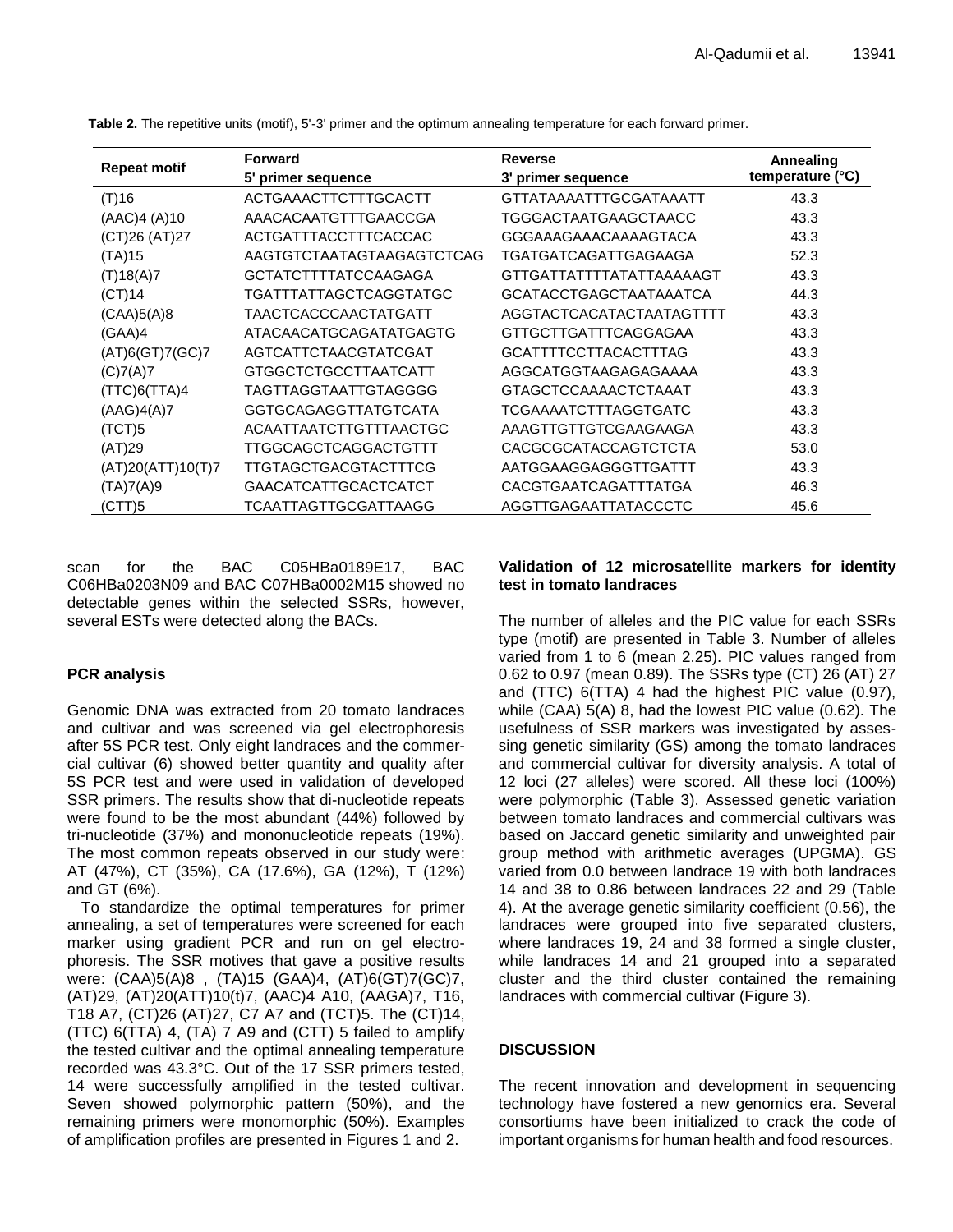**Table 2.** The repetitive units (motif), 5'-3' primer and the optimum annealing temperature for each forward primer.

| Repeat motif | Forward 5' primer sequence | Reverse 3' primer sequence | Annealing temperature (°C) |
|---|---|---|---|
| (T)16 | ACTGAAACTTCTTTGCACTT | GTTATAAAATTTGCGATAAATT | 43.3 |
| (AAC)4 (A)10 | AAACACAATGTTTGAACCGA | TGGGACTAATGAAGCTAACC | 43.3 |
| (CT)26 (AT)27 | ACTGATTTACCTTTCACCAC | GGGAAAGAAACAAAAGTACA | 43.3 |
| (TA)15 | AAGTGTCTAATAGTAAGAGTCTCAG | TGATGATCAGATTGAGAAGA | 52.3 |
| (T)18(A)7 | GCTATCTTTTATCCAAGAGA | GTTGATTATTTTATATTAAAAAGT | 43.3 |
| (CT)14 | TGATTTATTAGCTCAGGTATGC | GCATACCTGAGCTAATAAATCA | 44.3 |
| (CAA)5(A)8 | TAACTCACCCAACTATGATT | AGGTACTCACATACTAATAGTTTT | 43.3 |
| (GAA)4 | ATACAACATGCAGATATGAGTG | GTTGCTTGATTTCAGGAGAA | 43.3 |
| (AT)6(GT)7(GC)7 | AGTCATTCTAACGTATCGAT | GCATTTTCCTTACACTTTAG | 43.3 |
| (C)7(A)7 | GTGGCTCTGCCTTAATCATT | AGGCATGGTAAGAGAGAAAA | 43.3 |
| (TTC)6(TTA)4 | TAGTTAGGTAATTGTAGGGG | GTAGCTCCAAAACTCTAAAT | 43.3 |
| (AAG)4(A)7 | GGTGCAGAGGTTATGTCATA | TCGAAAATCTTTAGGTGATC | 43.3 |
| (TCT)5 | ACAATTAATCTTGTTTAACTGC | AAAGTTGTTGTCGAAGAAGA | 43.3 |
| (AT)29 | TTGGCAGCTCAGGACTGTTT | CACGCGCATACCAGTCTCTA | 53.0 |
| (AT)20(ATT)10(T)7 | TTGTAGCTGACGTACTTTCG | AATGGAAGGAGGGTTGATTT | 43.3 |
| (TA)7(A)9 | GAACATCATTGCACTCATCT | CACGTGAATCAGATTTATGA | 46.3 |
| (CTT)5 | TCAATTAGTTGCGATTAAGG | AGGTTGAGAATTATACCCTC | 45.6 |

scan for the BAC C05HBa0189E17, BAC C06HBa0203N09 and BAC C07HBa0002M15 showed no detectable genes within the selected SSRs, however, several ESTs were detected along the BACs.

## PCR analysis

Genomic DNA was extracted from 20 tomato landraces and cultivar and was screened via gel electrophoresis after 5S PCR test. Only eight landraces and the commercial cultivar (6) showed better quantity and quality after 5S PCR test and were used in validation of developed SSR primers. The results show that di-nucleotide repeats were found to be the most abundant (44%) followed by tri-nucleotide (37%) and mononucleotide repeats (19%). The most common repeats observed in our study were: AT (47%), CT (35%), CA (17.6%), GA (12%), T (12%) and GT (6%).

To standardize the optimal temperatures for primer annealing, a set of temperatures were screened for each marker using gradient PCR and run on gel electrophoresis. The SSR motives that gave a positive results were: (CAA)5(A)8 , (TA)15 (GAA)4, (AT)6(GT)7(GC)7, (AT)29, (AT)20(ATT)10(t)7, (AAC)4 A10, (AAGA)7, T16, T18 A7, (CT)26 (AT)27, C7 A7 and (TCT)5. The (CT)14, (TTC) 6(TTA) 4, (TA) 7 A9 and (CTT) 5 failed to amplify the tested cultivar and the optimal annealing temperature recorded was 43.3°C. Out of the 17 SSR primers tested, 14 were successfully amplified in the tested cultivar. Seven showed polymorphic pattern (50%), and the remaining primers were monomorphic (50%). Examples of amplification profiles are presented in Figures 1 and 2.

## Validation of 12 microsatellite markers for identity test in tomato landraces

The number of alleles and the PIC value for each SSRs type (motif) are presented in Table 3. Number of alleles varied from 1 to 6 (mean 2.25). PIC values ranged from 0.62 to 0.97 (mean 0.89). The SSRs type (CT) 26 (AT) 27 and (TTC) 6(TTA) 4 had the highest PIC value (0.97), while (CAA) 5(A) 8, had the lowest PIC value (0.62). The usefulness of SSR markers was investigated by assessing genetic similarity (GS) among the tomato landraces and commercial cultivar for diversity analysis. A total of 12 loci (27 alleles) were scored. All these loci (100%) were polymorphic (Table 3). Assessed genetic variation between tomato landraces and commercial cultivars was based on Jaccard genetic similarity and unweighted pair group method with arithmetic averages (UPGMA). GS varied from 0.0 between landrace 19 with both landraces 14 and 38 to 0.86 between landraces 22 and 29 (Table 4). At the average genetic similarity coefficient (0.56), the landraces were grouped into five separated clusters, where landraces 19, 24 and 38 formed a single cluster, while landraces 14 and 21 grouped into a separated cluster and the third cluster contained the remaining landraces with commercial cultivar (Figure 3).

## DISCUSSION

The recent innovation and development in sequencing technology have fostered a new genomics era. Several consortiums have been initialized to crack the code of important organisms for human health and food resources.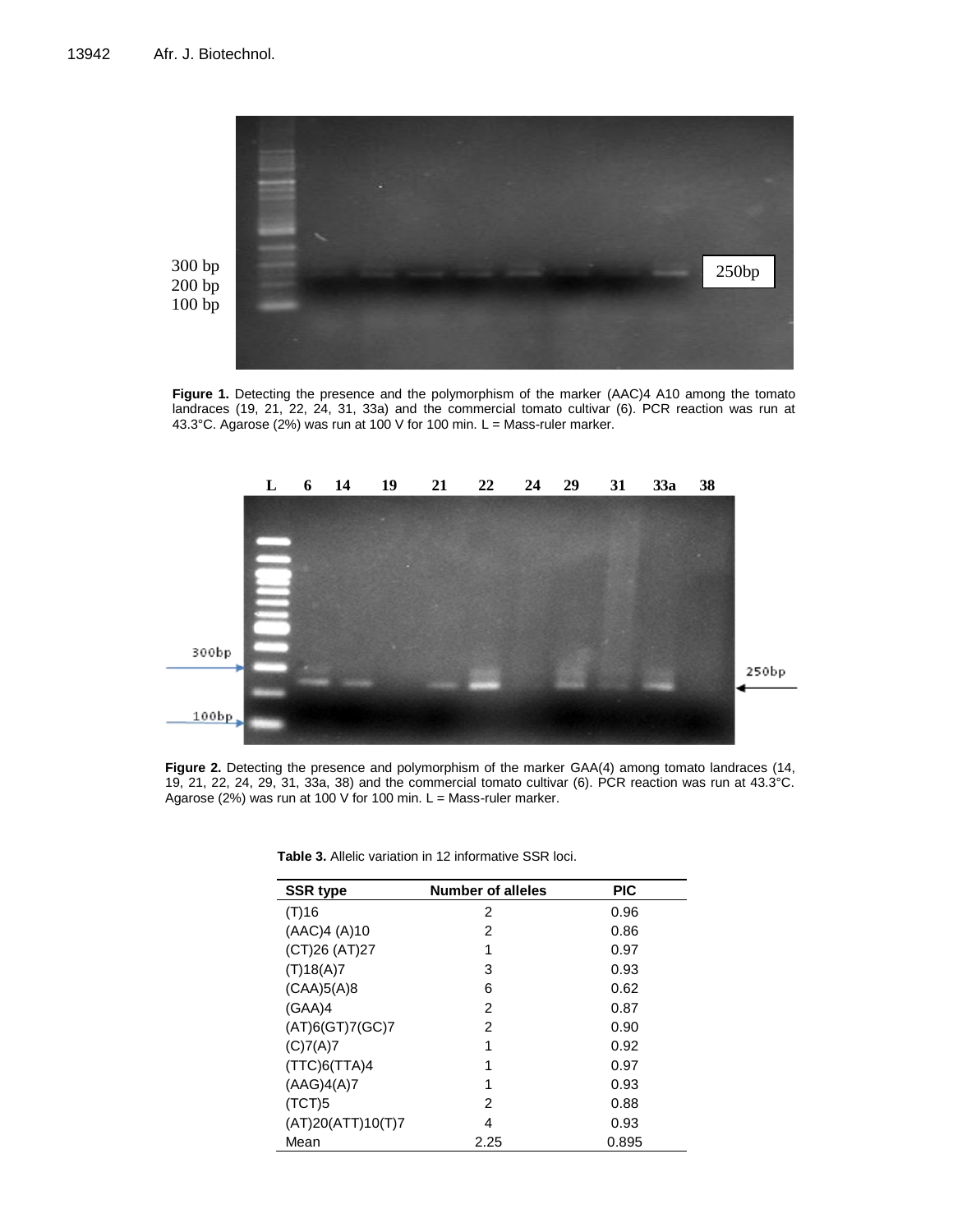**Figure 1.** Detecting the presence and the polymorphism of the marker (AAC)4 A10 among the tomato landraces (19, 21, 22, 24, 31, 33a) and the commercial tomato cultivar (6). PCR reaction was run at 43.3°C. Agarose (2%) was run at 100 V for 100 min. L = Mass-ruler marker.

**Figure 2.** Detecting the presence and polymorphism of the marker GAA(4) among tomato landraces (14, 19, 21, 22, 24, 29, 31, 33a, 38) and the commercial tomato cultivar (6). PCR reaction was run at 43.3°C. Agarose (2%) was run at 100 V for 100 min. L = Mass-ruler marker.

**Table 3.** Allelic variation in 12 informative SSR loci.

| SSR type | Number of alleles | PIC |
|---|---|---|
| (T)16 | 2 | 0.96 |
| (AAC)4 (A)10 | 2 | 0.86 |
| (CT)26 (AT)27 | 1 | 0.97 |
| (T)18(A)7 | 3 | 0.93 |
| (CAA)5(A)8 | 6 | 0.62 |
| (GAA)4 | 2 | 0.87 |
| (AT)6(GT)7(GC)7 | 2 | 0.90 |
| (C)7(A)7 | 1 | 0.92 |
| (TTC)6(TTA)4 | 1 | 0.97 |
| (AAG)4(A)7 | 1 | 0.93 |
| (TCT)5 | 2 | 0.88 |
| (AT)20(ATT)10(T)7 | 4 | 0.93 |
| Mean | 2.25 | 0.895 |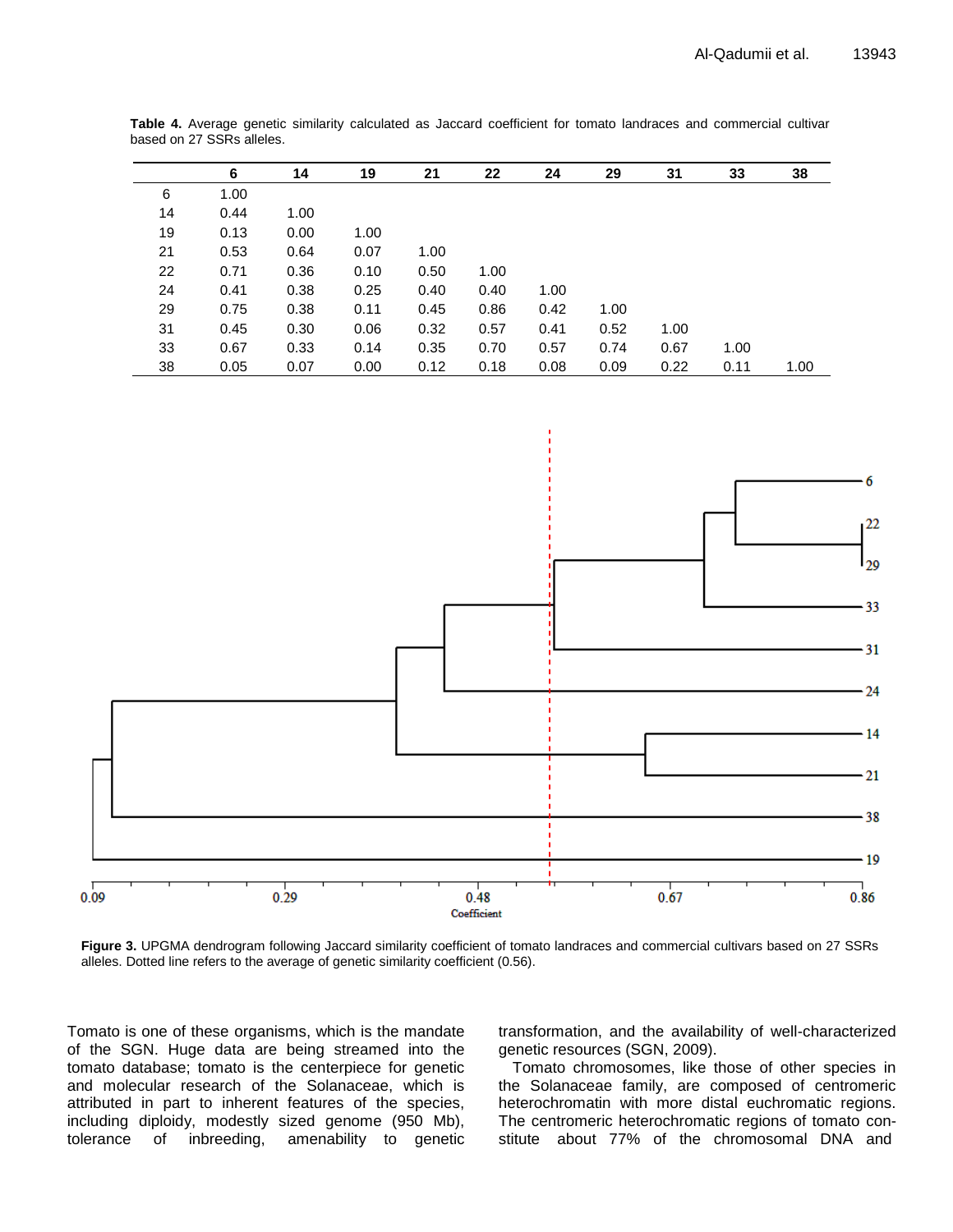**Table 4.** Average genetic similarity calculated as Jaccard coefficient for tomato landraces and commercial cultivar based on 27 SSRs alleles.

| | 6 | 14 | 19 | 21 | 22 | 24 | 29 | 31 | 33 | 38 |
|---|---|---|---|---|---|---|---|---|---|---|
| 6 | 1.00 | | | | | | | | | |
| 14 | 0.44 | 1.00 | | | | | | | | |
| 19 | 0.13 | 0.00 | 1.00 | | | | | | | |
| 21 | 0.53 | 0.64 | 0.07 | 1.00 | | | | | | |
| 22 | 0.71 | 0.36 | 0.10 | 0.50 | 1.00 | | | | | |
| 24 | 0.41 | 0.38 | 0.25 | 0.40 | 0.40 | 1.00 | | | | |
| 29 | 0.75 | 0.38 | 0.11 | 0.45 | 0.86 | 0.42 | 1.00 | | | |
| 31 | 0.45 | 0.30 | 0.06 | 0.32 | 0.57 | 0.41 | 0.52 | 1.00 | | |
| 33 | 0.67 | 0.33 | 0.14 | 0.35 | 0.70 | 0.57 | 0.74 | 0.67 | 1.00 | |
| 38 | 0.05 | 0.07 | 0.00 | 0.12 | 0.18 | 0.08 | 0.09 | 0.22 | 0.11 | 1.00 |

**Figure 3.** UPGMA dendrogram following Jaccard similarity coefficient of tomato landraces and commercial cultivars based on 27 SSRs alleles. Dotted line refers to the average of genetic similarity coefficient (0.56).

Tomato is one of these organisms, which is the mandate of the SGN. Huge data are being streamed into the tomato database; tomato is the centerpiece for genetic and molecular research of the Solanaceae, which is attributed in part to inherent features of the species, including diploidy, modestly sized genome (950 Mb), tolerance of inbreeding, amenability to genetic transformation, and the availability of well-characterized genetic resources (SGN, 2009).

Tomato chromosomes, like those of other species in the Solanaceae family, are composed of centromeric heterochromatin with more distal euchromatic regions. The centromeric heterochromatic regions of tomato constitute about 77% of the chromosomal DNA and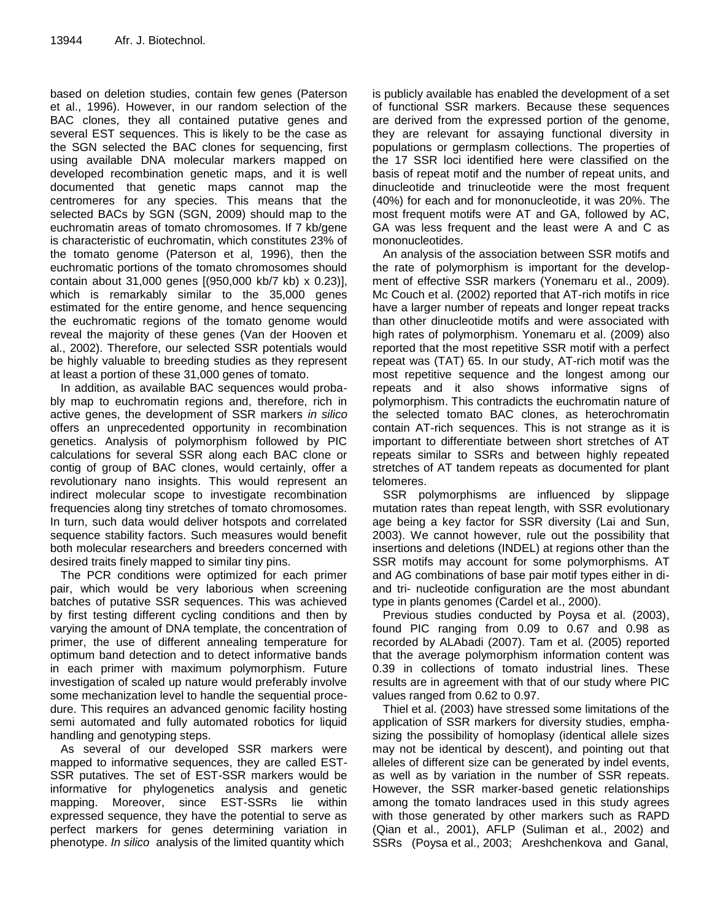based on deletion studies, contain few genes (Paterson et al., 1996). However, in our random selection of the BAC clones, they all contained putative genes and several EST sequences. This is likely to be the case as the SGN selected the BAC clones for sequencing, first using available DNA molecular markers mapped on developed recombination genetic maps, and it is well documented that genetic maps cannot map the centromeres for any species. This means that the selected BACs by SGN (SGN, 2009) should map to the euchromatin areas of tomato chromosomes. If 7 kb/gene is characteristic of euchromatin, which constitutes 23% of the tomato genome (Paterson et al, 1996), then the euchromatic portions of the tomato chromosomes should contain about 31,000 genes [(950,000 kb/7 kb) x 0.23)], which is remarkably similar to the 35,000 genes estimated for the entire genome, and hence sequencing the euchromatic regions of the tomato genome would reveal the majority of these genes (Van der Hooven et al., 2002). Therefore, our selected SSR potentials would be highly valuable to breeding studies as they represent at least a portion of these 31,000 genes of tomato.

In addition, as available BAC sequences would probably map to euchromatin regions and, therefore, rich in active genes, the development of SSR markers *in silico* offers an unprecedented opportunity in recombination genetics. Analysis of polymorphism followed by PIC calculations for several SSR along each BAC clone or contig of group of BAC clones, would certainly, offer a revolutionary nano insights. This would represent an indirect molecular scope to investigate recombination frequencies along tiny stretches of tomato chromosomes. In turn, such data would deliver hotspots and correlated sequence stability factors. Such measures would benefit both molecular researchers and breeders concerned with desired traits finely mapped to similar tiny pins.

The PCR conditions were optimized for each primer pair, which would be very laborious when screening batches of putative SSR sequences. This was achieved by first testing different cycling conditions and then by varying the amount of DNA template, the concentration of primer, the use of different annealing temperature for optimum band detection and to detect informative bands in each primer with maximum polymorphism. Future investigation of scaled up nature would preferably involve some mechanization level to handle the sequential procedure. This requires an advanced genomic facility hosting semi automated and fully automated robotics for liquid handling and genotyping steps.

As several of our developed SSR markers were mapped to informative sequences, they are called EST-SSR putatives. The set of EST-SSR markers would be informative for phylogenetics analysis and genetic mapping. Moreover, since EST-SSRs lie within expressed sequence, they have the potential to serve as perfect markers for genes determining variation in phenotype. *In silico* analysis of the limited quantity which is publicly available has enabled the development of a set of functional SSR markers. Because these sequences are derived from the expressed portion of the genome, they are relevant for assaying functional diversity in populations or germplasm collections. The properties of the 17 SSR loci identified here were classified on the basis of repeat motif and the number of repeat units, and dinucleotide and trinucleotide were the most frequent (40%) for each and for mononucleotide, it was 20%. The most frequent motifs were AT and GA, followed by AC, GA was less frequent and the least were A and C as mononucleotides.

An analysis of the association between SSR motifs and the rate of polymorphism is important for the development of effective SSR markers (Yonemaru et al., 2009). Mc Couch et al. (2002) reported that AT-rich motifs in rice have a larger number of repeats and longer repeat tracks than other dinucleotide motifs and were associated with high rates of polymorphism. Yonemaru et al. (2009) also reported that the most repetitive SSR motif with a perfect repeat was (TAT) 65. In our study, AT-rich motif was the most repetitive sequence and the longest among our repeats and it also shows informative signs of polymorphism. This contradicts the euchromatin nature of the selected tomato BAC clones, as heterochromatin contain AT-rich sequences. This is not strange as it is important to differentiate between short stretches of AT repeats similar to SSRs and between highly repeated stretches of AT tandem repeats as documented for plant telomeres.

SSR polymorphisms are influenced by slippage mutation rates than repeat length, with SSR evolutionary age being a key factor for SSR diversity (Lai and Sun, 2003). We cannot however, rule out the possibility that insertions and deletions (INDEL) at regions other than the SSR motifs may account for some polymorphisms. AT and AG combinations of base pair motif types either in di- and tri- nucleotide configuration are the most abundant type in plants genomes (Cardel et al., 2000).

Previous studies conducted by Poysa et al. (2003), found PIC ranging from 0.09 to 0.67 and 0.98 as recorded by ALAbadi (2007). Tam et al. (2005) reported that the average polymorphism information content was 0.39 in collections of tomato industrial lines. These results are in agreement with that of our study where PIC values ranged from 0.62 to 0.97.

Thiel et al. (2003) have stressed some limitations of the application of SSR markers for diversity studies, emphasizing the possibility of homoplasy (identical allele sizes may not be identical by descent), and pointing out that alleles of different size can be generated by indel events, as well as by variation in the number of SSR repeats. However, the SSR marker-based genetic relationships among the tomato landraces used in this study agrees with those generated by other markers such as RAPD (Qian et al., 2001), AFLP (Suliman et al., 2002) and SSRs (Poysa et al., 2003; Areshchenkova and Ganal,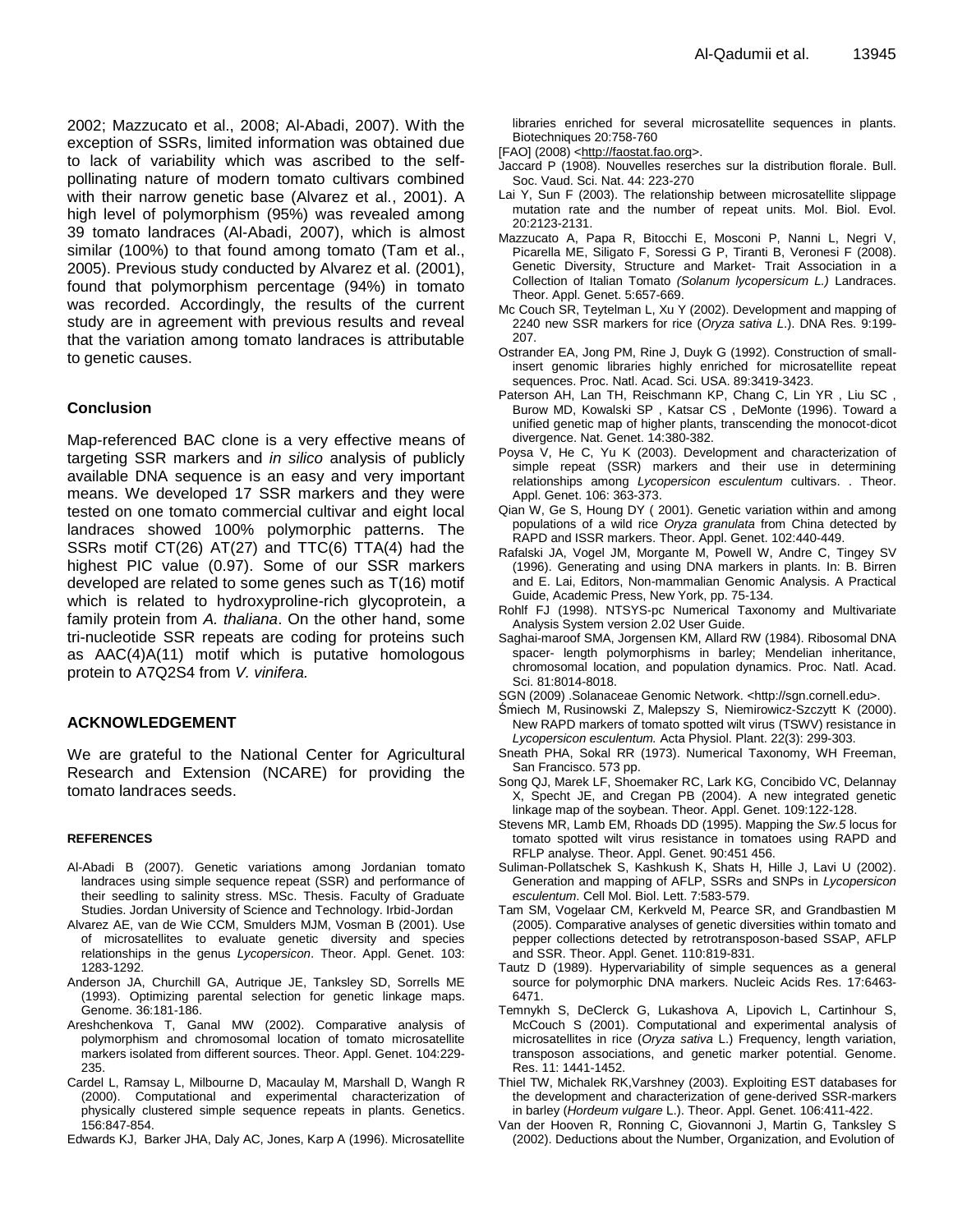2002; Mazzucato et al., 2008; Al-Abadi, 2007). With the exception of SSRs, limited information was obtained due to lack of variability which was ascribed to the self-pollinating nature of modern tomato cultivars combined with their narrow genetic base (Alvarez et al., 2001). A high level of polymorphism (95%) was revealed among 39 tomato landraces (Al-Abadi, 2007), which is almost similar (100%) to that found among tomato (Tam et al., 2005). Previous study conducted by Alvarez et al. (2001), found that polymorphism percentage (94%) in tomato was recorded. Accordingly, the results of the current study are in agreement with previous results and reveal that the variation among tomato landraces is attributable to genetic causes.

## Conclusion

Map-referenced BAC clone is a very effective means of targeting SSR markers and *in silico* analysis of publicly available DNA sequence is an easy and very important means. We developed 17 SSR markers and they were tested on one tomato commercial cultivar and eight local landraces showed 100% polymorphic patterns. The SSRs motif CT(26) AT(27) and TTC(6) TTA(4) had the highest PIC value (0.97). Some of our SSR markers developed are related to some genes such as T(16) motif which is related to hydroxyproline-rich glycoprotein, a family protein from *A. thaliana*. On the other hand, some tri-nucleotide SSR repeats are coding for proteins such as AAC(4)A(11) motif which is putative homologous protein to A7Q2S4 from *V. vinifera.*

## ACKNOWLEDGEMENT

We are grateful to the National Center for Agricultural Research and Extension (NCARE) for providing the tomato landraces seeds.

## REFERENCES

Al-Abadi B (2007). Genetic variations among Jordanian tomato landraces using simple sequence repeat (SSR) and performance of their seedling to salinity stress. MSc. Thesis. Faculty of Graduate Studies. Jordan University of Science and Technology. Irbid-Jordan

Alvarez AE, van de Wie CCM, Smulders MJM, Vosman B (2001). Use of microsatellites to evaluate genetic diversity and species relationships in the genus *Lycopersicon*. Theor. Appl. Genet. 103: 1283-1292.

Anderson JA, Churchill GA, Autrique JE, Tanksley SD, Sorrells ME (1993). Optimizing parental selection for genetic linkage maps. Genome. 36:181-186.

Areshchenkova T, Ganal MW (2002). Comparative analysis of polymorphism and chromosomal location of tomato microsatellite markers isolated from different sources. Theor. Appl. Genet. 104:229-235.

Cardel L, Ramsay L, Milbourne D, Macaulay M, Marshall D, Wangh R (2000). Computational and experimental characterization of physically clustered simple sequence repeats in plants. Genetics. 156:847-854.

Edwards KJ, Barker JHA, Daly AC, Jones, Karp A (1996). Microsatellite libraries enriched for several microsatellite sequences in plants. Biotechniques 20:758-760

[FAO] (2008) <http://faostat.fao.org>.

Jaccard P (1908). Nouvelles reserches sur la distribution florale. Bull. Soc. Vaud. Sci. Nat. 44: 223-270

Lai Y, Sun F (2003). The relationship between microsatellite slippage mutation rate and the number of repeat units. Mol. Biol. Evol. 20:2123-2131.

Mazzucato A, Papa R, Bitocchi E, Mosconi P, Nanni L, Negri V, Picarella ME, Siligato F, Soressi G P, Tiranti B, Veronesi F (2008). Genetic Diversity, Structure and Market- Trait Association in a Collection of Italian Tomato *(Solanum lycopersicum L.)* Landraces. Theor. Appl. Genet. 5:657-669.

Mc Couch SR, Teytelman L, Xu Y (2002). Development and mapping of 2240 new SSR markers for rice (*Oryza sativa L*.). DNA Res. 9:199-207.

Ostrander EA, Jong PM, Rine J, Duyk G (1992). Construction of small-insert genomic libraries highly enriched for microsatellite repeat sequences. Proc. Natl. Acad. Sci. USA. 89:3419-3423.

Paterson AH, Lan TH, Reischmann KP, Chang C, Lin YR , Liu SC , Burow MD, Kowalski SP , Katsar CS , DeMonte (1996). Toward a unified genetic map of higher plants, transcending the monocot-dicot divergence. Nat. Genet. 14:380-382.

Poysa V, He C, Yu K (2003). Development and characterization of simple repeat (SSR) markers and their use in determining relationships among *Lycopersicon esculentum* cultivars. . Theor. Appl. Genet. 106: 363-373.

Qian W, Ge S, Houng DY ( 2001). Genetic variation within and among populations of a wild rice *Oryza granulata* from China detected by RAPD and ISSR markers. Theor. Appl. Genet. 102:440-449.

Rafalski JA, Vogel JM, Morgante M, Powell W, Andre C, Tingey SV (1996). Generating and using DNA markers in plants. In: B. Birren and E. Lai, Editors, Non-mammalian Genomic Analysis. A Practical Guide, Academic Press, New York, pp. 75-134.

Rohlf FJ (1998). NTSYS-pc Numerical Taxonomy and Multivariate Analysis System version 2.02 User Guide.

Saghai-maroof SMA, Jorgensen KM, Allard RW (1984). Ribosomal DNA spacer- length polymorphisms in barley; Mendelian inheritance, chromosomal location, and population dynamics. Proc. Natl. Acad. Sci. 81:8014-8018.

SGN (2009) .Solanaceae Genomic Network. <http://sgn.cornell.edu>.

Śmiech M, Rusinowski Z, Malepszy S, Niemirowicz-Szczytt K (2000). New RAPD markers of tomato spotted wilt virus (TSWV) resistance in *Lycopersicon esculentum.* Acta Physiol. Plant. 22(3): 299-303.

Sneath PHA, Sokal RR (1973). Numerical Taxonomy, WH Freeman, San Francisco. 573 pp.

Song QJ, Marek LF, Shoemaker RC, Lark KG, Concibido VC, Delannay X, Specht JE, and Cregan PB (2004). A new integrated genetic linkage map of the soybean. Theor. Appl. Genet. 109:122-128.

Stevens MR, Lamb EM, Rhoads DD (1995). Mapping the *Sw.5* locus for tomato spotted wilt virus resistance in tomatoes using RAPD and RFLP analyse. Theor. Appl. Genet. 90:451 456.

Suliman-Pollatschek S, Kashkush K, Shats H, Hille J, Lavi U (2002). Generation and mapping of AFLP, SSRs and SNPs in *Lycopersicon esculentum*. Cell Mol. Biol. Lett. 7:583-579.

Tam SM, Vogelaar CM, Kerkveld M, Pearce SR, and Grandbastien M (2005). Comparative analyses of genetic diversities within tomato and pepper collections detected by retrotransposon-based SSAP, AFLP and SSR. Theor. Appl. Genet. 110:819-831.

Tautz D (1989). Hypervariability of simple sequences as a general source for polymorphic DNA markers. Nucleic Acids Res. 17:6463-6471.

Temnykh S, DeClerck G, Lukashova A, Lipovich L, Cartinhour S, McCouch S (2001). Computational and experimental analysis of microsatellites in rice (*Oryza sativa* L.) Frequency, length variation, transposon associations, and genetic marker potential. Genome. Res. 11: 1441-1452.

Thiel TW, Michalek RK,Varshney (2003). Exploiting EST databases for the development and characterization of gene-derived SSR-markers in barley (*Hordeum vulgare* L.). Theor. Appl. Genet. 106:411-422.

Van der Hooven R, Ronning C, Giovannoni J, Martin G, Tanksley S (2002). Deductions about the Number, Organization, and Evolution of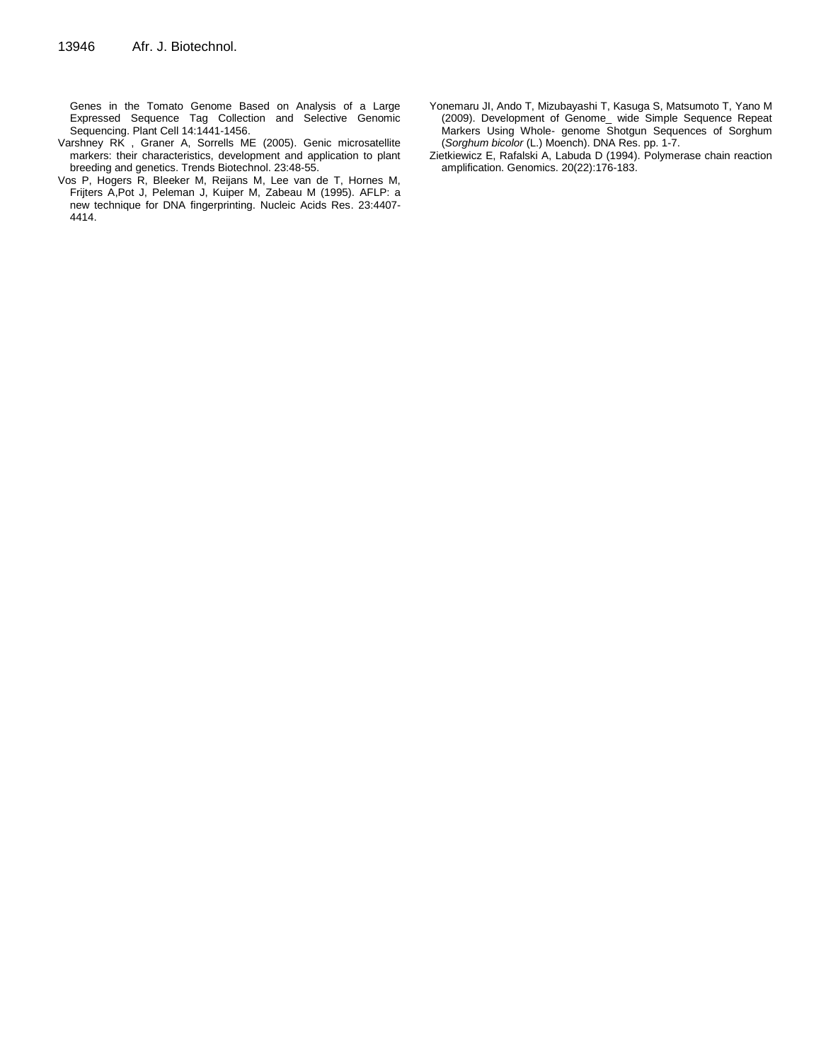Genes in the Tomato Genome Based on Analysis of a Large Expressed Sequence Tag Collection and Selective Genomic Sequencing. Plant Cell 14:1441-1456.

Varshney RK , Graner A, Sorrells ME (2005). Genic microsatellite markers: their characteristics, development and application to plant breeding and genetics. Trends Biotechnol. 23:48-55.

Vos P, Hogers R, Bleeker M, Reijans M, Lee van de T, Hornes M, Frijters A,Pot J, Peleman J, Kuiper M, Zabeau M (1995). AFLP: a new technique for DNA fingerprinting. Nucleic Acids Res. 23:4407-4414.

Yonemaru JI, Ando T, Mizubayashi T, Kasuga S, Matsumoto T, Yano M (2009). Development of Genome_ wide Simple Sequence Repeat Markers Using Whole- genome Shotgun Sequences of Sorghum (*Sorghum bicolor* (L.) Moench). DNA Res. pp. 1-7.

Zietkiewicz E, Rafalski A, Labuda D (1994). Polymerase chain reaction amplification. Genomics. 20(22):176-183.